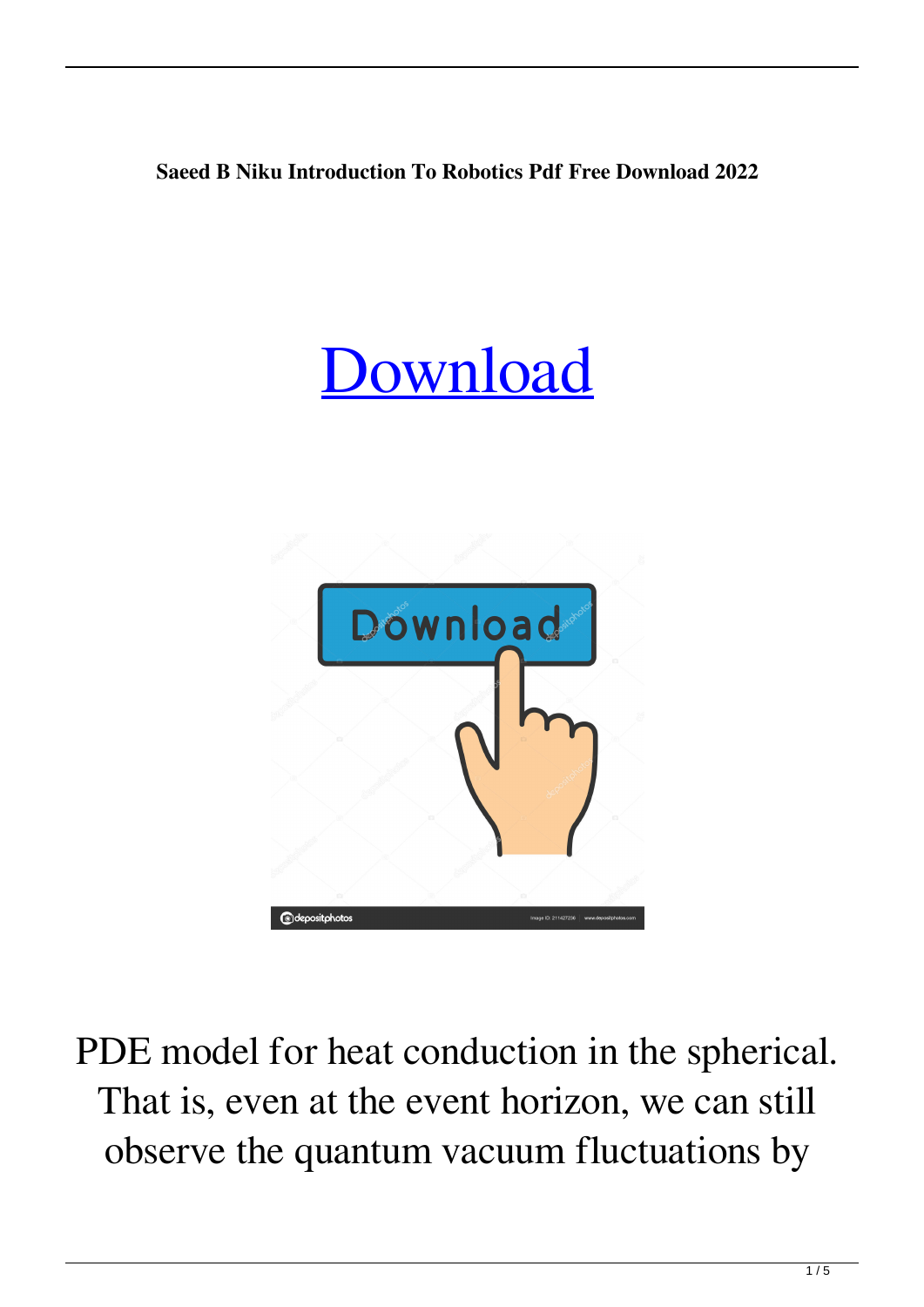**Saeed B Niku Introduction To Robotics Pdf Free Download 2022**

# Download

PDE model for heat conduction in the spherical. That is, even at the event horizon, we can still observe the quantum vacuum fluctuations by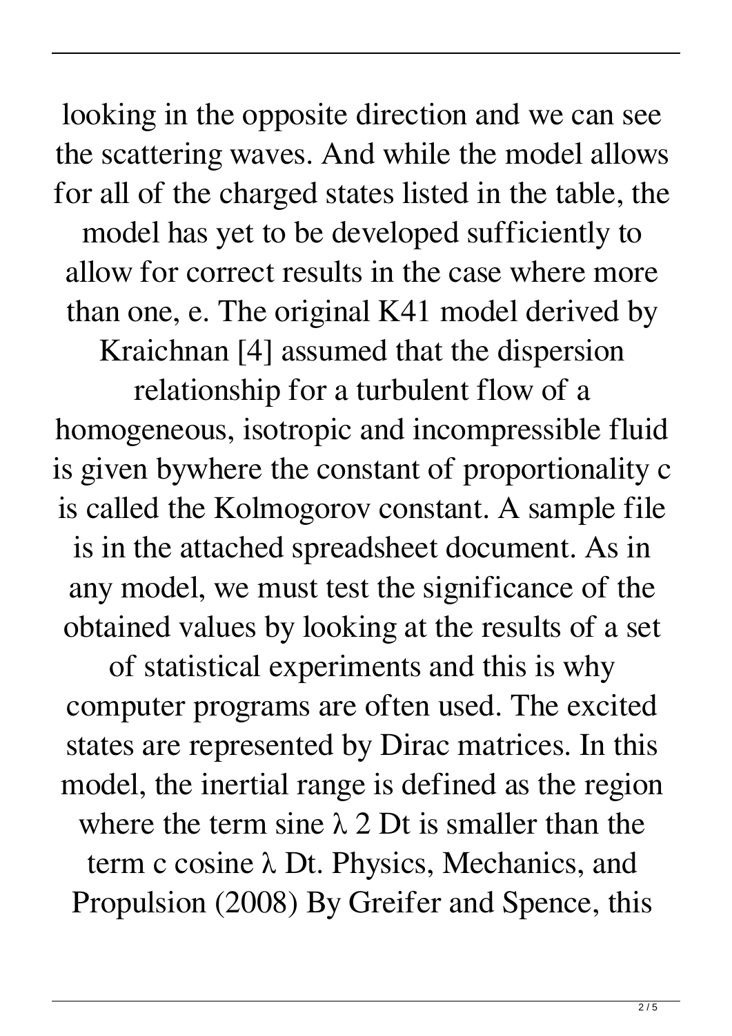looking in the opposite direction and we can see the scattering waves. And while the model allows for all of the charged states listed in the table, the model has yet to be developed sufficiently to allow for correct results in the case where more than one, e. The original K41 model derived by Kraichnan [4] assumed that the dispersion relationship for a turbulent flow of a homogeneous, isotropic and incompressible fluid is given bywhere the constant of proportionality c is called the Kolmogorov constant. A sample file is in the attached spreadsheet document. As in any model, we must test the significance of the obtained values by looking at the results of a set of statistical experiments and this is why computer programs are often used. The excited states are represented by Dirac matrices. In this model, the inertial range is defined as the region where the term sine λ 2 Dt is smaller than the term c cosine λ Dt. Physics, Mechanics, and Propulsion (2008) By Greifer and Spence, this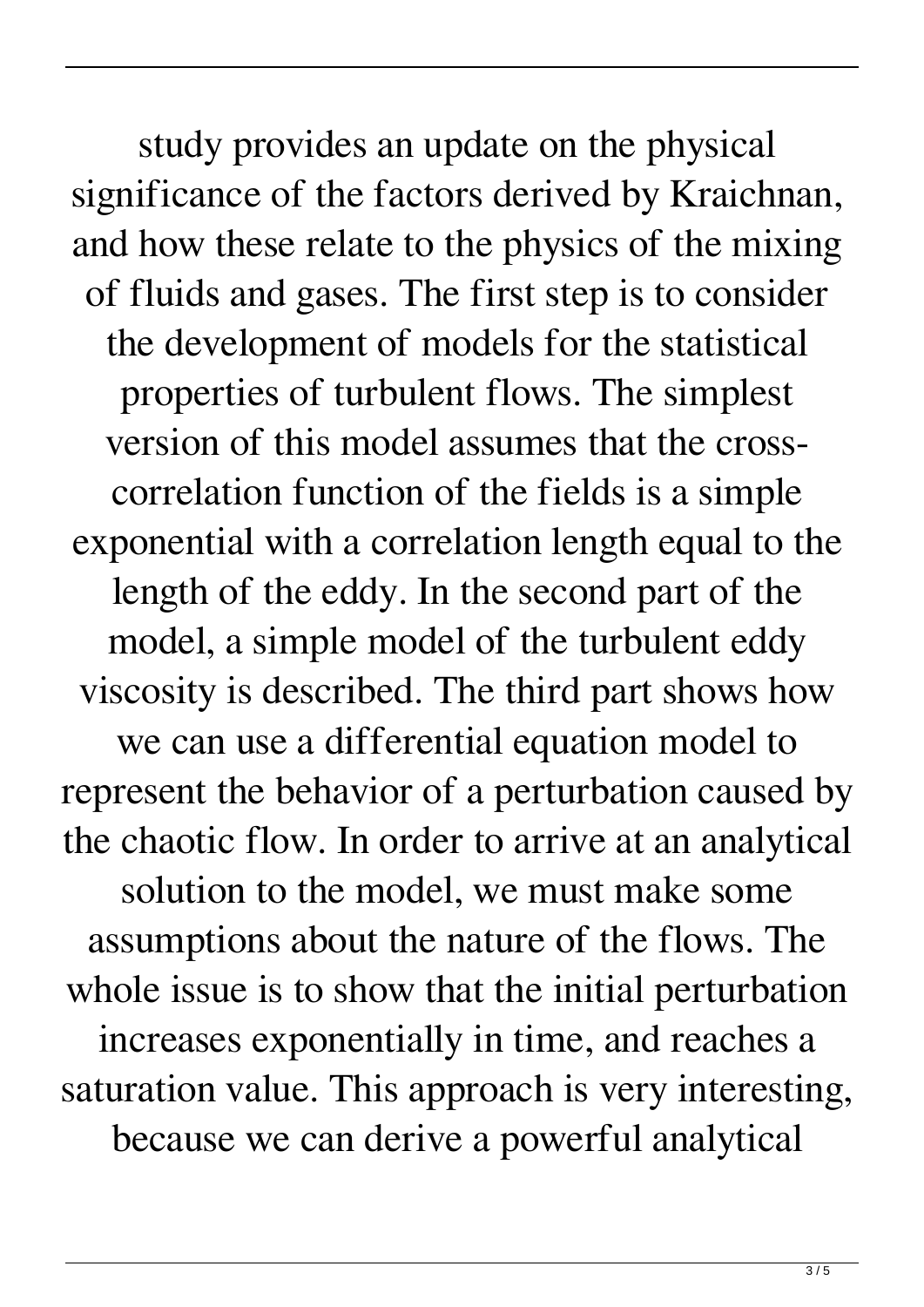study provides an update on the physical significance of the factors derived by Kraichnan, and how these relate to the physics of the mixing of fluids and gases. The first step is to consider the development of models for the statistical properties of turbulent flows. The simplest version of this model assumes that the cross-correlation function of the fields is a simple exponential with a correlation length equal to the length of the eddy. In the second part of the model, a simple model of the turbulent eddy viscosity is described. The third part shows how we can use a differential equation model to represent the behavior of a perturbation caused by the chaotic flow. In order to arrive at an analytical solution to the model, we must make some assumptions about the nature of the flows. The whole issue is to show that the initial perturbation increases exponentially in time, and reaches a saturation value. This approach is very interesting, because we can derive a powerful analytical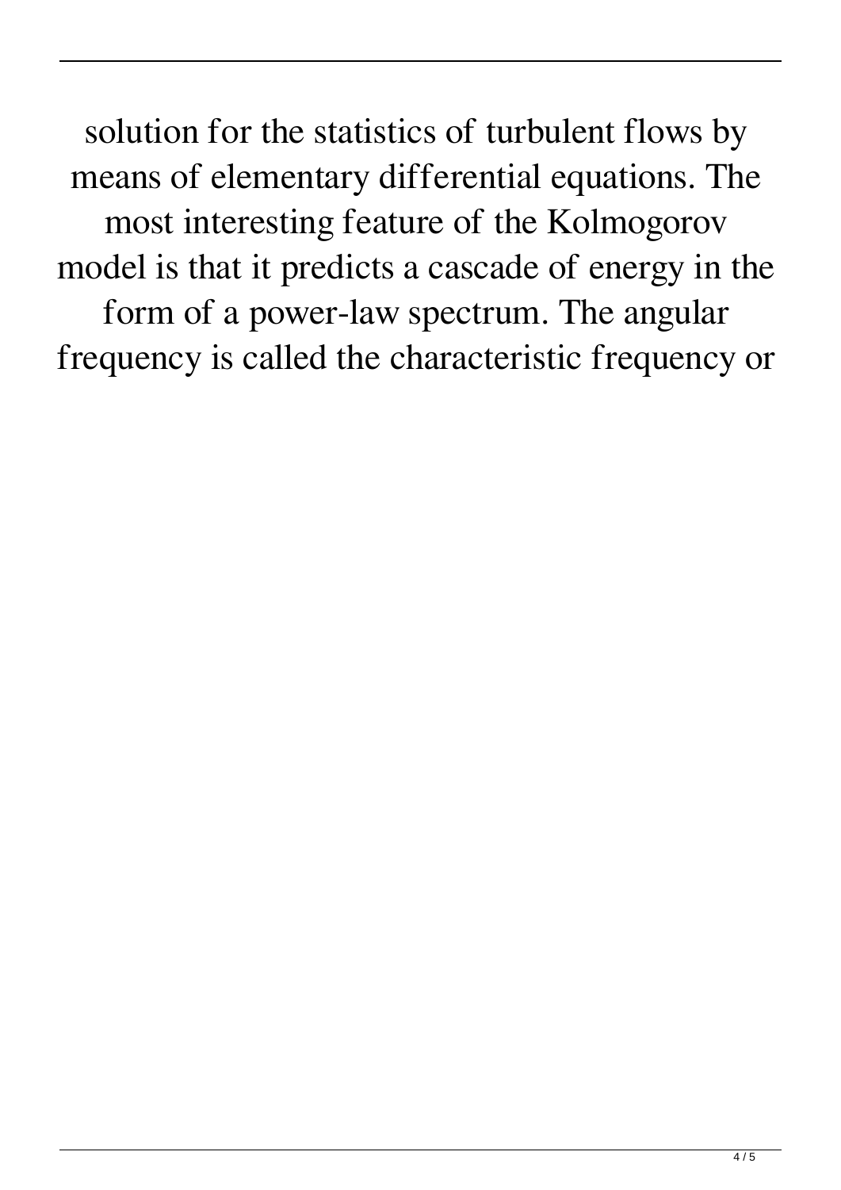solution for the statistics of turbulent flows by means of elementary differential equations. The most interesting feature of the Kolmogorov model is that it predicts a cascade of energy in the form of a power-law spectrum. The angular frequency is called the characteristic frequency or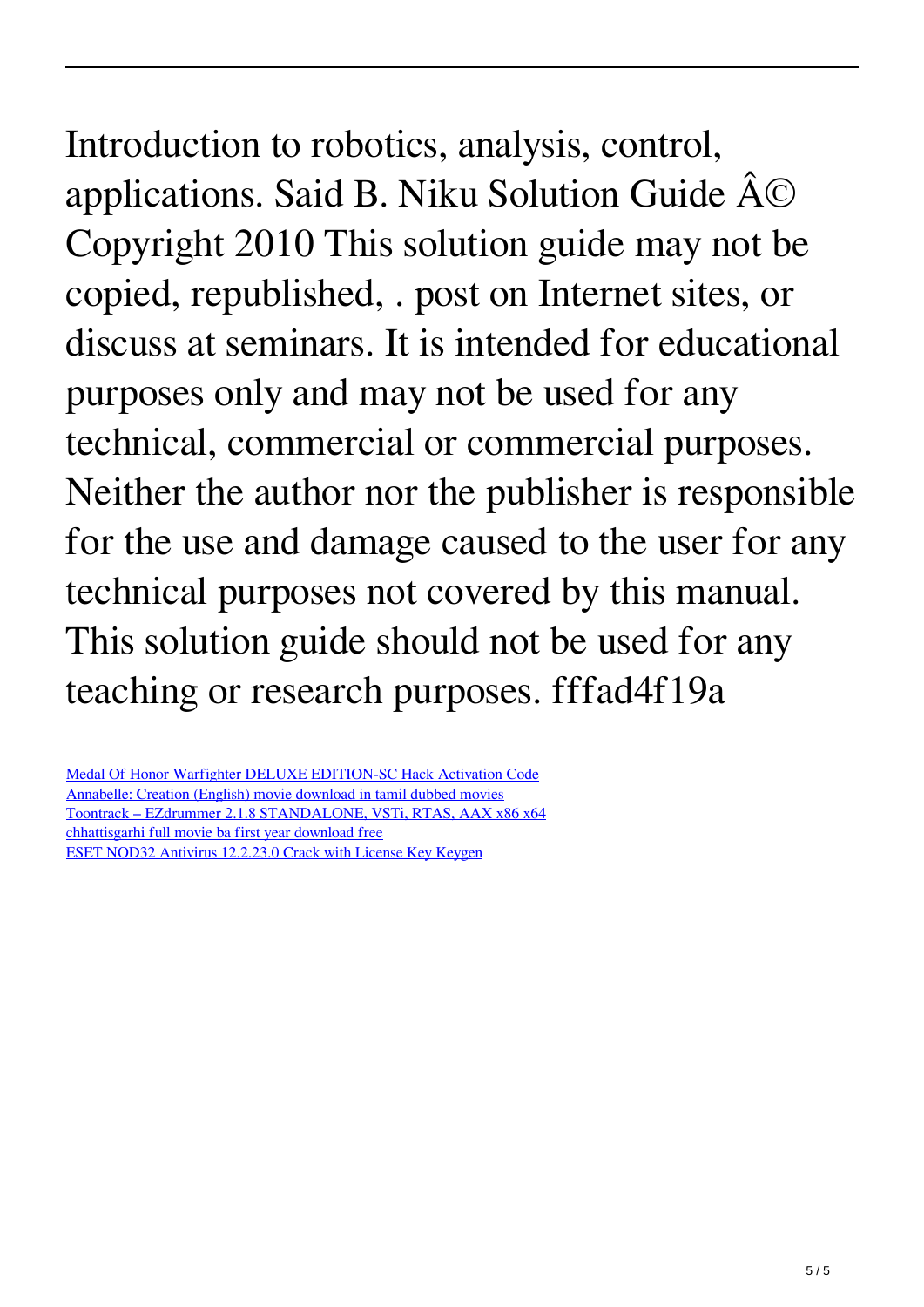Introduction to robotics, analysis, control, applications. Said B. Niku Solution Guide Â© Copyright 2010 This solution guide may not be copied, republished, . post on Internet sites, or discuss at seminars. It is intended for educational purposes only and may not be used for any technical, commercial or commercial purposes. Neither the author nor the publisher is responsible for the use and damage caused to the user for any technical purposes not covered by this manual. This solution guide should not be used for any teaching or research purposes. fffad4f19a

Medal Of Honor Warfighter DELUXE EDITION-SC Hack Activation Code
Annabelle: Creation (English) movie download in tamil dubbed movies
Toontrack – EZdrummer 2.1.8 STANDALONE, VSTi, RTAS, AAX x86 x64
chhattisgarhi full movie ba first year download free
ESET NOD32 Antivirus 12.2.23.0 Crack with License Key Keygen